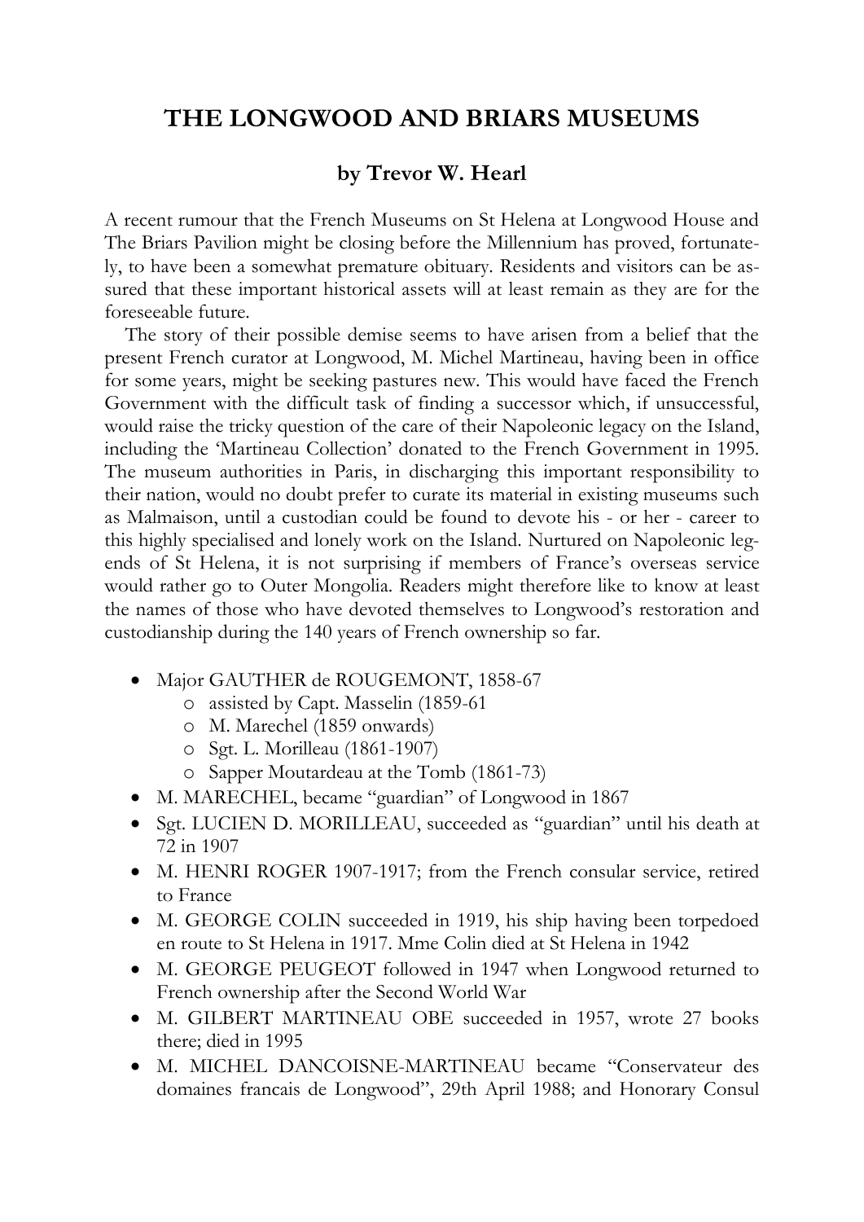# THE LONGWOOD AND BRIARS MUSEUMS

### by Trevor W. Hearl

A recent rumour that the French Museums on St Helena at Longwood House and The Briars Pavilion might be closing before the Millennium has proved, fortunately, to have been a somewhat premature obituary. Residents and visitors can be assured that these important historical assets will at least remain as they are for the foreseeable future.

The story of their possible demise seems to have arisen from a belief that the present French curator at Longwood, M. Michel Martineau, having been in office for some years, might be seeking pastures new. This would have faced the French Government with the difficult task of finding a successor which, if unsuccessful, would raise the tricky question of the care of their Napoleonic legacy on the Island, including the 'Martineau Collection' donated to the French Government in 1995. The museum authorities in Paris, in discharging this important responsibility to their nation, would no doubt prefer to curate its material in existing museums such as Malmaison, until a custodian could be found to devote his - or her - career to this highly specialised and lonely work on the Island. Nurtured on Napoleonic legends of St Helena, it is not surprising if members of France's overseas service would rather go to Outer Mongolia. Readers might therefore like to know at least the names of those who have devoted themselves to Longwood's restoration and custodianship during the 140 years of French ownership so far.

- Major GAUTHER de ROUGEMONT, 1858-67
  - assisted by Capt. Masselin (1859-61
  - M. Marechel (1859 onwards)
  - Sgt. L. Morilleau (1861-1907)
  - Sapper Moutardeau at the Tomb (1861-73)
- M. MARECHEL, became "guardian" of Longwood in 1867
- Sgt. LUCIEN D. MORILLEAU, succeeded as "guardian" until his death at 72 in 1907
- M. HENRI ROGER 1907-1917; from the French consular service, retired to France
- M. GEORGE COLIN succeeded in 1919, his ship having been torpedoed en route to St Helena in 1917. Mme Colin died at St Helena in 1942
- M. GEORGE PEUGEOT followed in 1947 when Longwood returned to French ownership after the Second World War
- M. GILBERT MARTINEAU OBE succeeded in 1957, wrote 27 books there; died in 1995
- M. MICHEL DANCOISNE-MARTINEAU became "Conservateur des domaines francais de Longwood", 29th April 1988; and Honorary Consul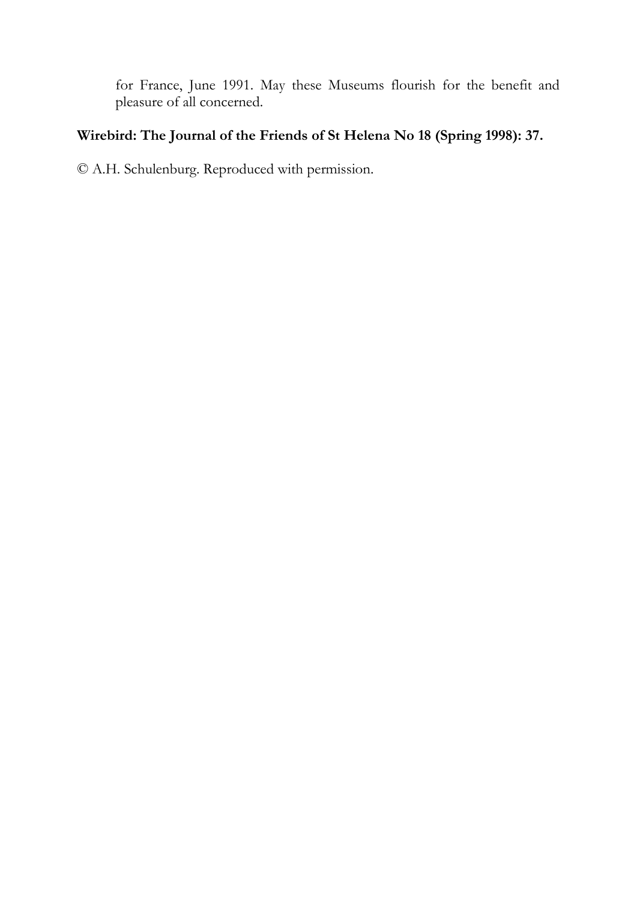for France, June 1991. May these Museums flourish for the benefit and pleasure of all concerned.

**Wirebird: The Journal of the Friends of St Helena No 18 (Spring 1998): 37.**

© A.H. Schulenburg. Reproduced with permission.